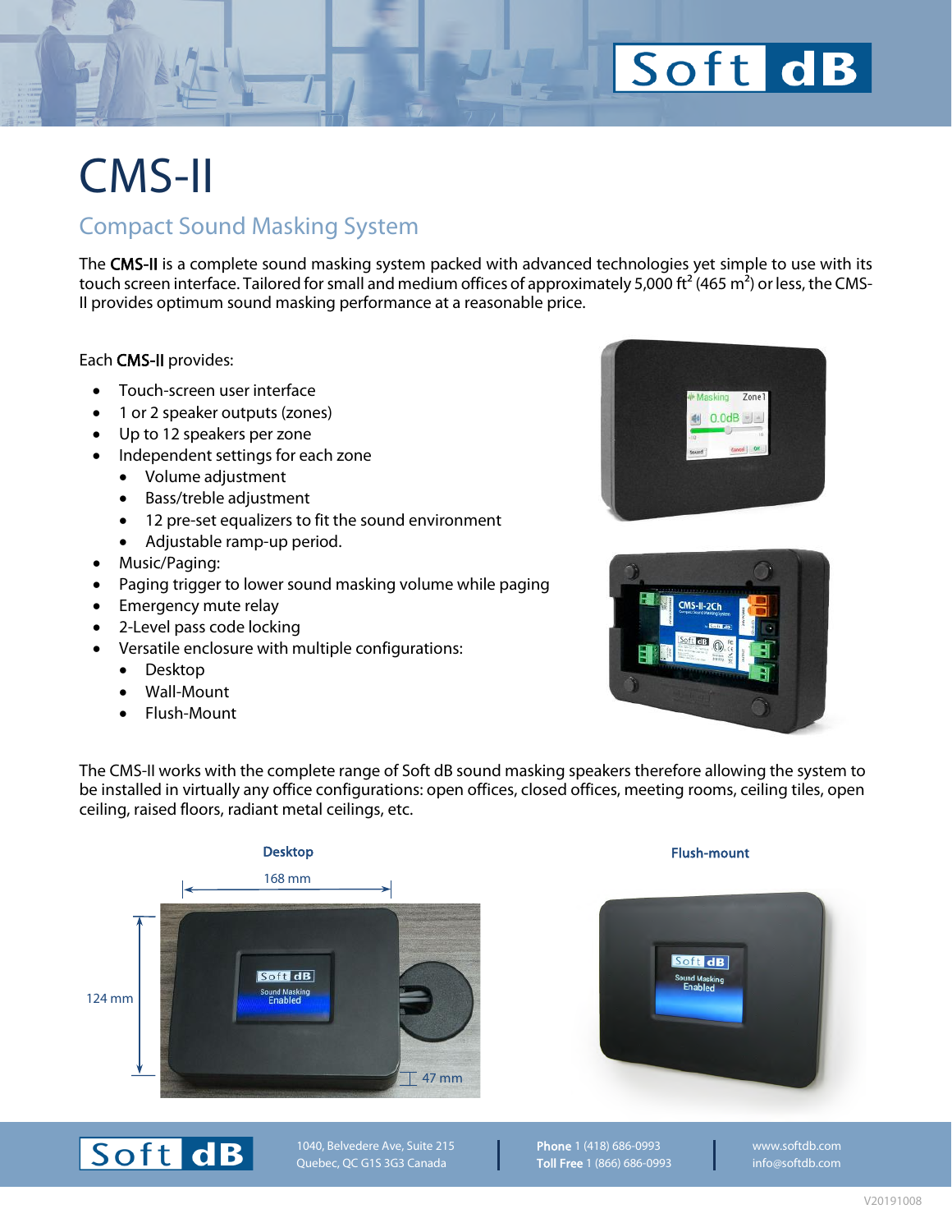# CMS-II

## Compact Sound Masking System

The **CMS-II** is a complete sound masking system packed with advanced technologies yet simple to use with its touch screen interface. Tailored for small and medium offices of approximately 5,000 ft$^2$ (465 m$^2$) or less, the CMS-II provides optimum sound masking performance at a reasonable price.

Each **CMS-II** provides:

- Touch-screen user interface
- 1 or 2 speaker outputs (zones)
- Up to 12 speakers per zone
- Independent settings for each zone
  - Volume adjustment
  - Bass/treble adjustment
  - 12 pre-set equalizers to fit the sound environment
  - Adjustable ramp-up period.
- Music/Paging:
- Paging trigger to lower sound masking volume while paging
- Emergency mute relay
- 2-Level pass code locking
- Versatile enclosure with multiple configurations:
  - Desktop
  - Wall-Mount
  - Flush-Mount

The CMS-II works with the complete range of Soft dB sound masking speakers therefore allowing the system to be installed in virtually any office configurations: open offices, closed offices, meeting rooms, ceiling tiles, open ceiling, raised floors, radiant metal ceilings, etc.

**Desktop**

168 mm

124 mm

47 mm

**Flush-mount**

1040, Belvedere Ave, Suite 215
Quebec, QC G1S 3G3 Canada

**Phone** 1 (418) 686-0993
**Toll Free** 1 (866) 686-0993

www.softdb.com
info@softdb.com

V20191008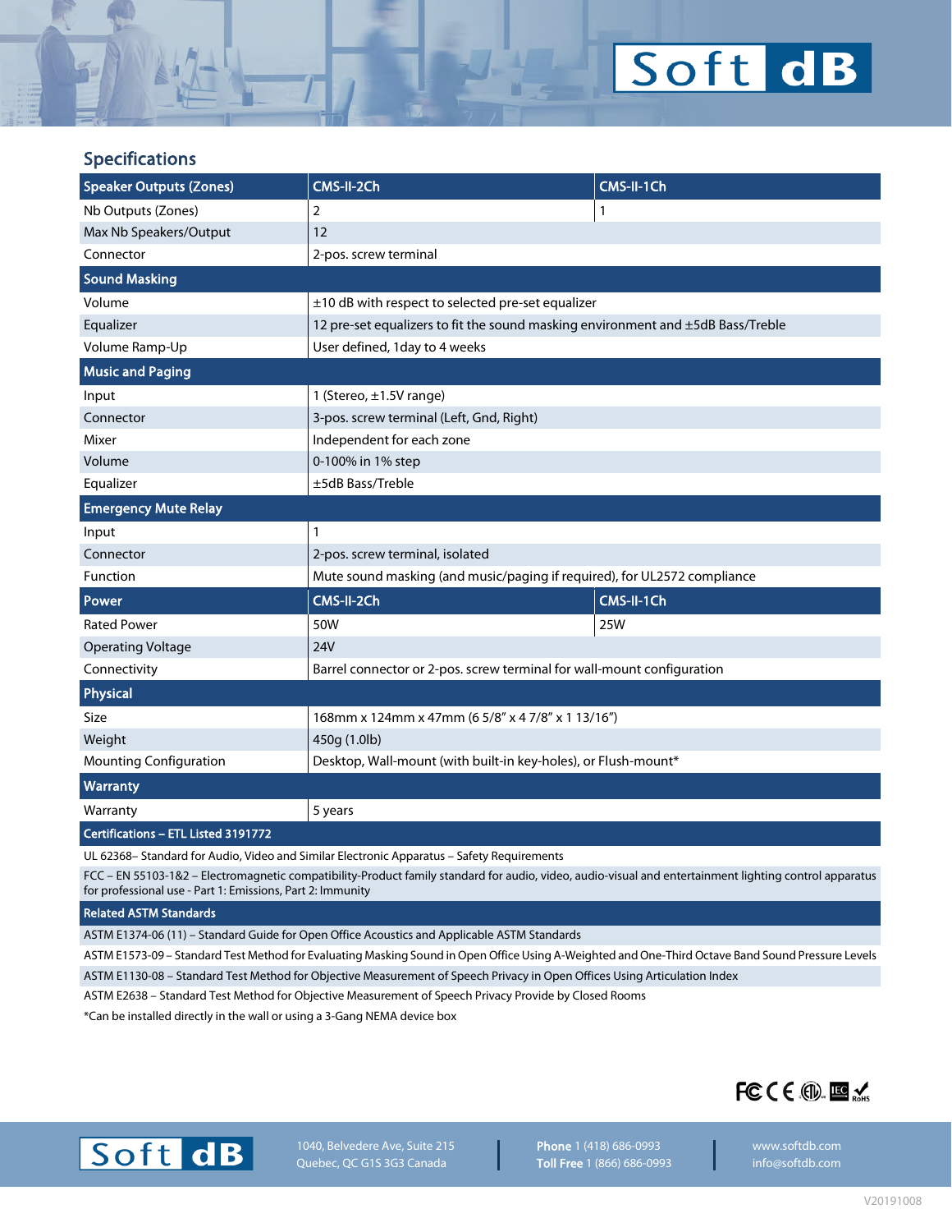## Specifications

| Speaker Outputs (Zones) | CMS-II-2Ch | CMS-II-1Ch |
|---|---|---|
| Nb Outputs (Zones) | 2 | 1 |
| Max Nb Speakers/Output | 12 | |
| Connector | 2-pos. screw terminal | |
| **Sound Masking** | | |
| Volume | ±10 dB with respect to selected pre-set equalizer | |
| Equalizer | 12 pre-set equalizers to fit the sound masking environment and ±5dB Bass/Treble | |
| Volume Ramp-Up | User defined, 1day to 4 weeks | |
| **Music and Paging** | | |
| Input | 1 (Stereo, ±1.5V range) | |
| Connector | 3-pos. screw terminal (Left, Gnd, Right) | |
| Mixer | Independent for each zone | |
| Volume | 0-100% in 1% step | |
| Equalizer | ±5dB Bass/Treble | |
| **Emergency Mute Relay** | | |
| Input | 1 | |
| Connector | 2-pos. screw terminal, isolated | |
| Function | Mute sound masking (and music/paging if required), for UL2572 compliance | |
| **Power** | **CMS-II-2Ch** | **CMS-II-1Ch** |
| Rated Power | 50W | 25W |
| Operating Voltage | 24V | |
| Connectivity | Barrel connector or 2-pos. screw terminal for wall-mount configuration | |
| **Physical** | | |
| Size | 168mm x 124mm x 47mm (6 5/8" x 4 7/8" x 1 13/16") | |
| Weight | 450g (1.0lb) | |
| Mounting Configuration | Desktop, Wall-mount (with built-in key-holes), or Flush-mount* | |
| **Warranty** | | |
| Warranty | 5 years | |

**Certifications – ETL Listed 3191772**

UL 62368– Standard for Audio, Video and Similar Electronic Apparatus – Safety Requirements

FCC – EN 55103-1&2 – Electromagnetic compatibility-Product family standard for audio, video, audio-visual and entertainment lighting control apparatus for professional use - Part 1: Emissions, Part 2: Immunity

**Related ASTM Standards**

ASTM E1374-06 (11) – Standard Guide for Open Office Acoustics and Applicable ASTM Standards

ASTM E1573-09 – Standard Test Method for Evaluating Masking Sound in Open Office Using A-Weighted and One-Third Octave Band Sound Pressure Levels

ASTM E1130-08 – Standard Test Method for Objective Measurement of Speech Privacy in Open Offices Using Articulation Index

ASTM E2638 – Standard Test Method for Objective Measurement of Speech Privacy Provide by Closed Rooms

*Can be installed directly in the wall or using a 3-Gang NEMA device box

Soft dB

1040, Belvedere Ave, Suite 215
Quebec, QC G1S 3G3 Canada

**Phone** 1 (418) 686-0993
**Toll Free** 1 (866) 686-0993

www.softdb.com
info@softdb.com

V20191008